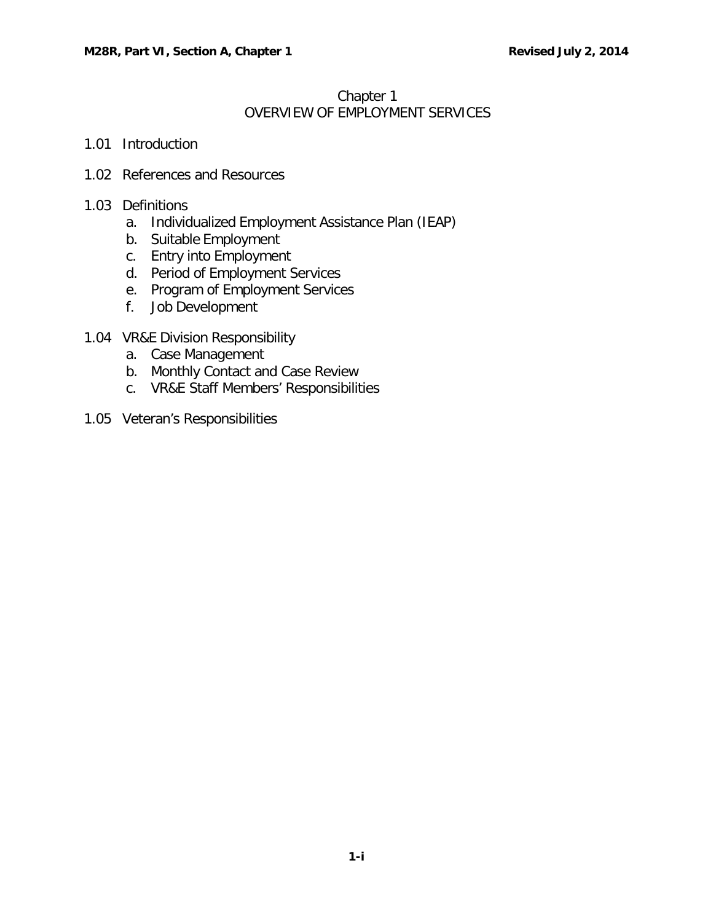# Chapter 1
## OVERVIEW OF EMPLOYMENT SERVICES

1.01 Introduction

1.02 References and Resources

1.03 Definitions
   a. Individualized Employment Assistance Plan (IEAP)
   b. Suitable Employment
   c. Entry into Employment
   d. Period of Employment Services
   e. Program of Employment Services
   f. Job Development

1.04 VR&E Division Responsibility
   a. Case Management
   b. Monthly Contact and Case Review
   c. VR&E Staff Members' Responsibilities

1.05 Veteran's Responsibilities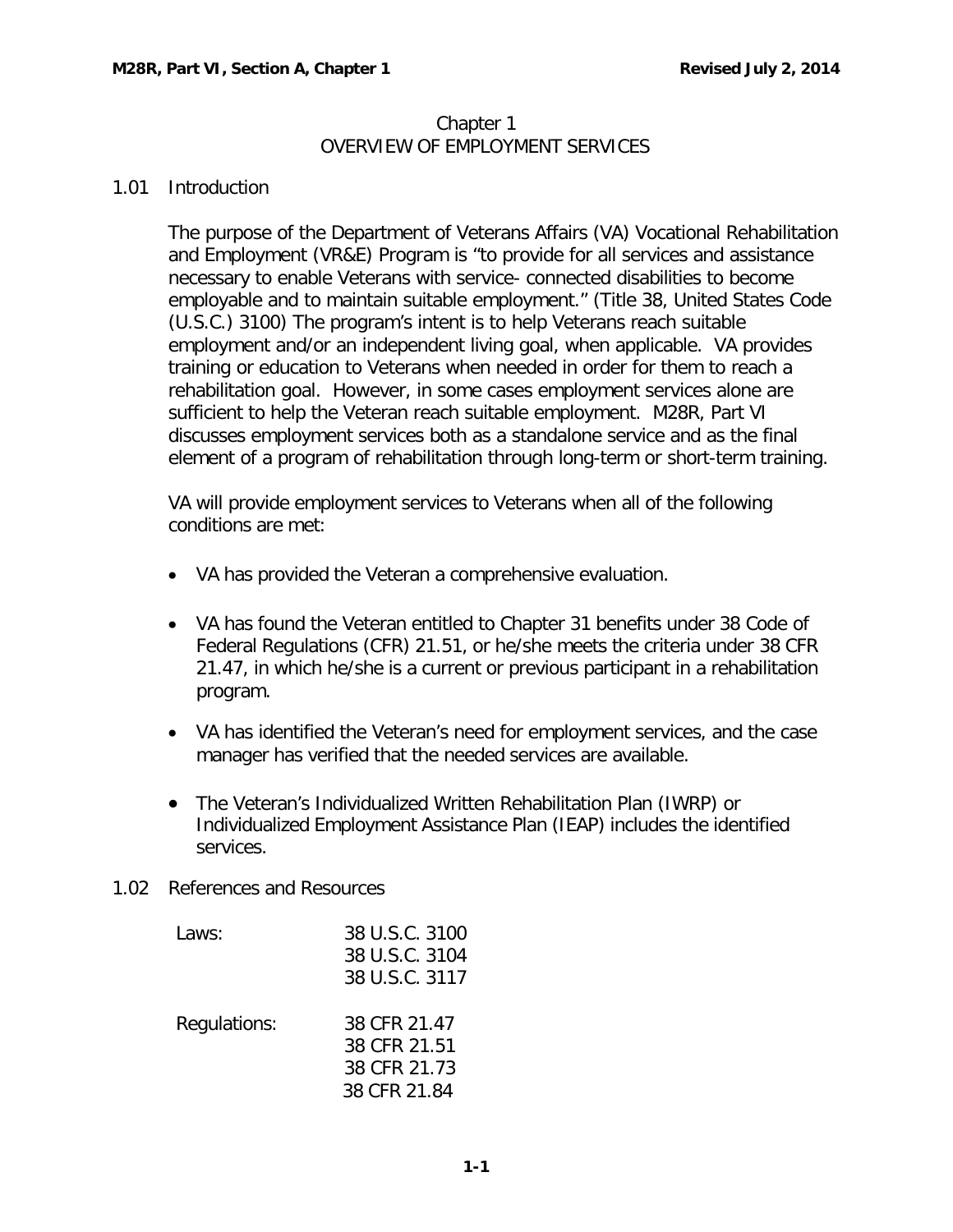# Chapter 1
## OVERVIEW OF EMPLOYMENT SERVICES

### 1.01 Introduction

The purpose of the Department of Veterans Affairs (VA) Vocational Rehabilitation and Employment (VR&E) Program is "to provide for all services and assistance necessary to enable Veterans with service- connected disabilities to become employable and to maintain suitable employment." (Title 38, United States Code (U.S.C.) 3100) The program's intent is to help Veterans reach suitable employment and/or an independent living goal, when applicable. VA provides training or education to Veterans when needed in order for them to reach a rehabilitation goal. However, in some cases employment services alone are sufficient to help the Veteran reach suitable employment. M28R, Part VI discusses employment services both as a standalone service and as the final element of a program of rehabilitation through long-term or short-term training.

VA will provide employment services to Veterans when all of the following conditions are met:

- VA has provided the Veteran a comprehensive evaluation.
- VA has found the Veteran entitled to Chapter 31 benefits under 38 Code of Federal Regulations (CFR) 21.51, or he/she meets the criteria under 38 CFR 21.47, in which he/she is a current or previous participant in a rehabilitation program.
- VA has identified the Veteran's need for employment services, and the case manager has verified that the needed services are available.
- The Veteran's Individualized Written Rehabilitation Plan (IWRP) or Individualized Employment Assistance Plan (IEAP) includes the identified services.

### 1.02 References and Resources

| | |
|---|---|
| Laws: | 38 U.S.C. 3100<br>38 U.S.C. 3104<br>38 U.S.C. 3117 |
| Regulations: | 38 CFR 21.47<br>38 CFR 21.51<br>38 CFR 21.73<br>38 CFR 21.84 |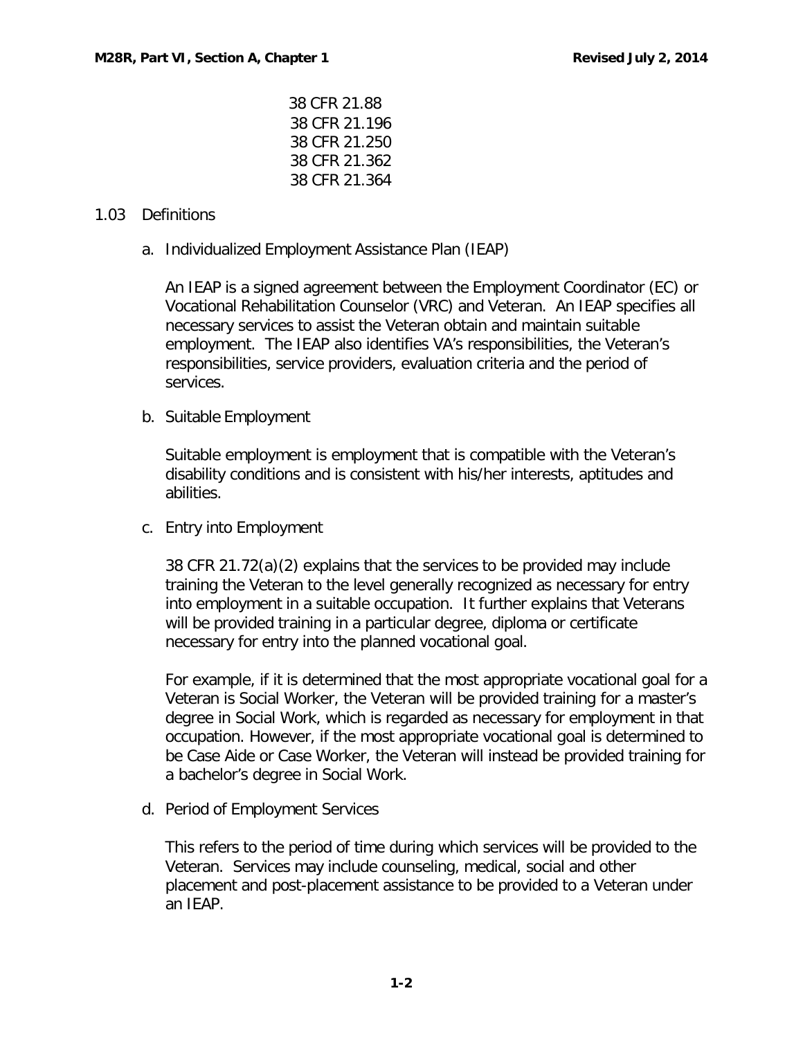38 CFR 21.88
38 CFR 21.196
38 CFR 21.250
38 CFR 21.362
38 CFR 21.364

## 1.03 Definitions

a. Individualized Employment Assistance Plan (IEAP)

An IEAP is a signed agreement between the Employment Coordinator (EC) or Vocational Rehabilitation Counselor (VRC) and Veteran. An IEAP specifies all necessary services to assist the Veteran obtain and maintain suitable employment. The IEAP also identifies VA's responsibilities, the Veteran's responsibilities, service providers, evaluation criteria and the period of services.

b. Suitable Employment

Suitable employment is employment that is compatible with the Veteran's disability conditions and is consistent with his/her interests, aptitudes and abilities.

c. Entry into Employment

38 CFR 21.72(a)(2) explains that the services to be provided may include training the Veteran to the level generally recognized as necessary for entry into employment in a suitable occupation. It further explains that Veterans will be provided training in a particular degree, diploma or certificate necessary for entry into the planned vocational goal.

For example, if it is determined that the most appropriate vocational goal for a Veteran is Social Worker, the Veteran will be provided training for a master's degree in Social Work, which is regarded as necessary for employment in that occupation. However, if the most appropriate vocational goal is determined to be Case Aide or Case Worker, the Veteran will instead be provided training for a bachelor's degree in Social Work.

d. Period of Employment Services

This refers to the period of time during which services will be provided to the Veteran. Services may include counseling, medical, social and other placement and post-placement assistance to be provided to a Veteran under an IEAP.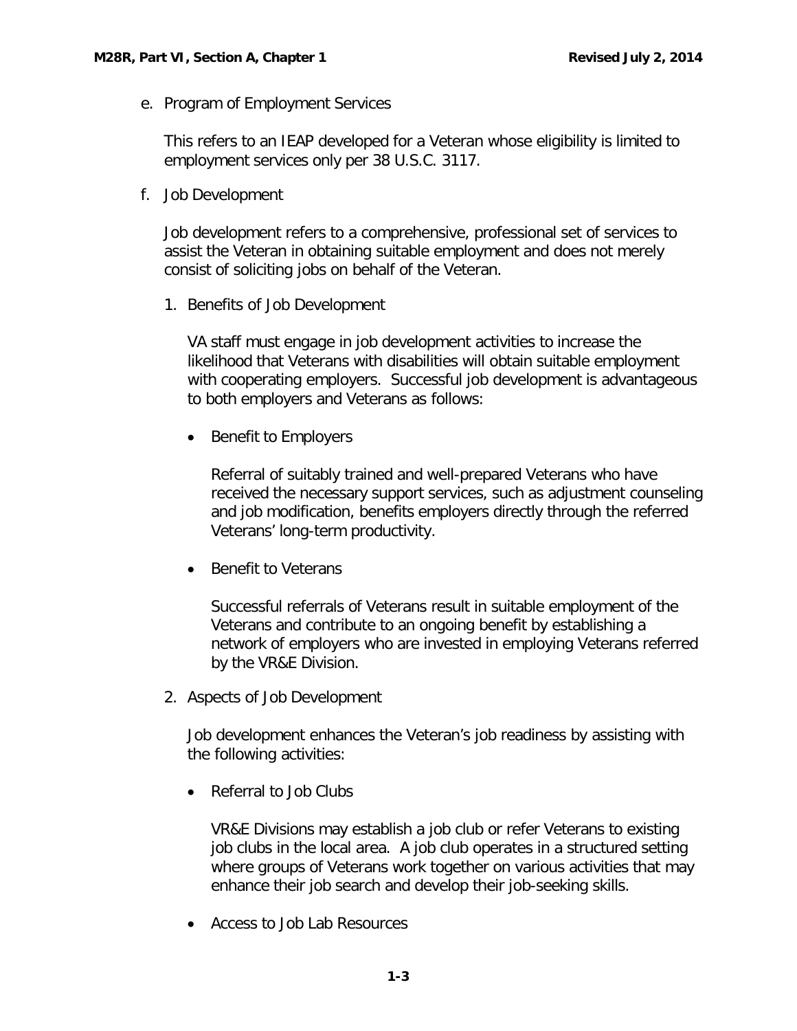e. Program of Employment Services

   This refers to an IEAP developed for a Veteran whose eligibility is limited to employment services only per 38 U.S.C. 3117.

f. Job Development

   Job development refers to a comprehensive, professional set of services to assist the Veteran in obtaining suitable employment and does not merely consist of soliciting jobs on behalf of the Veteran.

   1. Benefits of Job Development

      VA staff must engage in job development activities to increase the likelihood that Veterans with disabilities will obtain suitable employment with cooperating employers. Successful job development is advantageous to both employers and Veterans as follows:

      - Benefit to Employers

        Referral of suitably trained and well-prepared Veterans who have received the necessary support services, such as adjustment counseling and job modification, benefits employers directly through the referred Veterans' long-term productivity.

      - Benefit to Veterans

        Successful referrals of Veterans result in suitable employment of the Veterans and contribute to an ongoing benefit by establishing a network of employers who are invested in employing Veterans referred by the VR&E Division.

   2. Aspects of Job Development

      Job development enhances the Veteran's job readiness by assisting with the following activities:

      - Referral to Job Clubs

        VR&E Divisions may establish a job club or refer Veterans to existing job clubs in the local area. A job club operates in a structured setting where groups of Veterans work together on various activities that may enhance their job search and develop their job-seeking skills.

      - Access to Job Lab Resources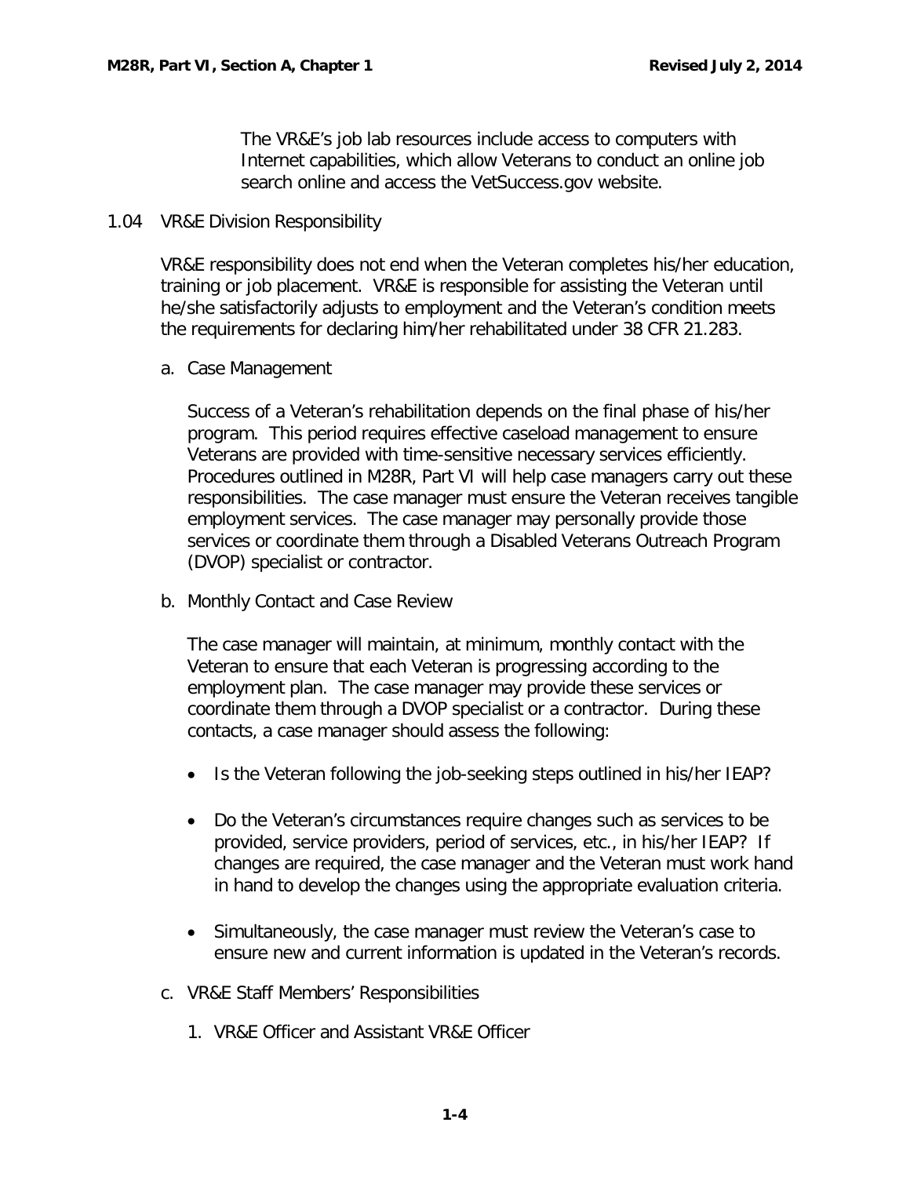The VR&E's job lab resources include access to computers with Internet capabilities, which allow Veterans to conduct an online job search online and access the VetSuccess.gov website.

## 1.04 VR&E Division Responsibility

VR&E responsibility does not end when the Veteran completes his/her education, training or job placement. VR&E is responsible for assisting the Veteran until he/she satisfactorily adjusts to employment and the Veteran's condition meets the requirements for declaring him/her rehabilitated under 38 CFR 21.283.

### a. Case Management

Success of a Veteran's rehabilitation depends on the final phase of his/her program. This period requires effective caseload management to ensure Veterans are provided with time-sensitive necessary services efficiently. Procedures outlined in M28R, Part VI will help case managers carry out these responsibilities. The case manager must ensure the Veteran receives tangible employment services. The case manager may personally provide those services or coordinate them through a Disabled Veterans Outreach Program (DVOP) specialist or contractor.

### b. Monthly Contact and Case Review

The case manager will maintain, at minimum, monthly contact with the Veteran to ensure that each Veteran is progressing according to the employment plan. The case manager may provide these services or coordinate them through a DVOP specialist or a contractor. During these contacts, a case manager should assess the following:

- Is the Veteran following the job-seeking steps outlined in his/her IEAP?
- Do the Veteran's circumstances require changes such as services to be provided, service providers, period of services, etc., in his/her IEAP? If changes are required, the case manager and the Veteran must work hand in hand to develop the changes using the appropriate evaluation criteria.
- Simultaneously, the case manager must review the Veteran's case to ensure new and current information is updated in the Veteran's records.

### c. VR&E Staff Members' Responsibilities

1. VR&E Officer and Assistant VR&E Officer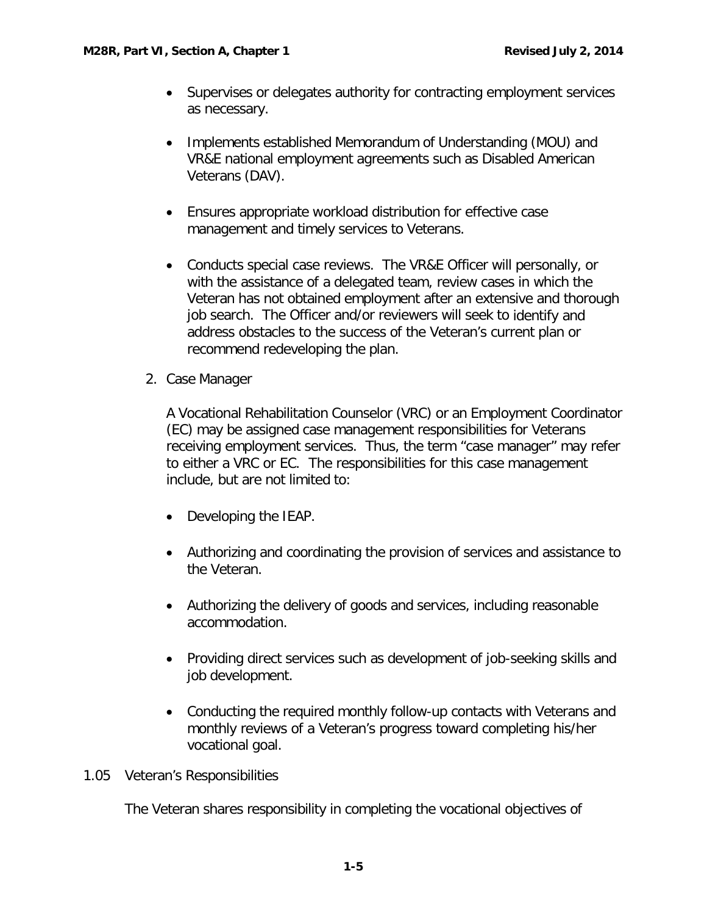- Supervises or delegates authority for contracting employment services as necessary.

- Implements established Memorandum of Understanding (MOU) and VR&E national employment agreements such as Disabled American Veterans (DAV).

- Ensures appropriate workload distribution for effective case management and timely services to Veterans.

- Conducts special case reviews. The VR&E Officer will personally, or with the assistance of a delegated team, review cases in which the Veteran has not obtained employment after an extensive and thorough job search. The Officer and/or reviewers will seek to identify and address obstacles to the success of the Veteran's current plan or recommend redeveloping the plan.

2. Case Manager

   A Vocational Rehabilitation Counselor (VRC) or an Employment Coordinator (EC) may be assigned case management responsibilities for Veterans receiving employment services. Thus, the term "case manager" may refer to either a VRC or EC. The responsibilities for this case management include, but are not limited to:

   - Developing the IEAP.

   - Authorizing and coordinating the provision of services and assistance to the Veteran.

   - Authorizing the delivery of goods and services, including reasonable accommodation.

   - Providing direct services such as development of job-seeking skills and job development.

   - Conducting the required monthly follow-up contacts with Veterans and monthly reviews of a Veteran's progress toward completing his/her vocational goal.

## 1.05 Veteran's Responsibilities

The Veteran shares responsibility in completing the vocational objectives of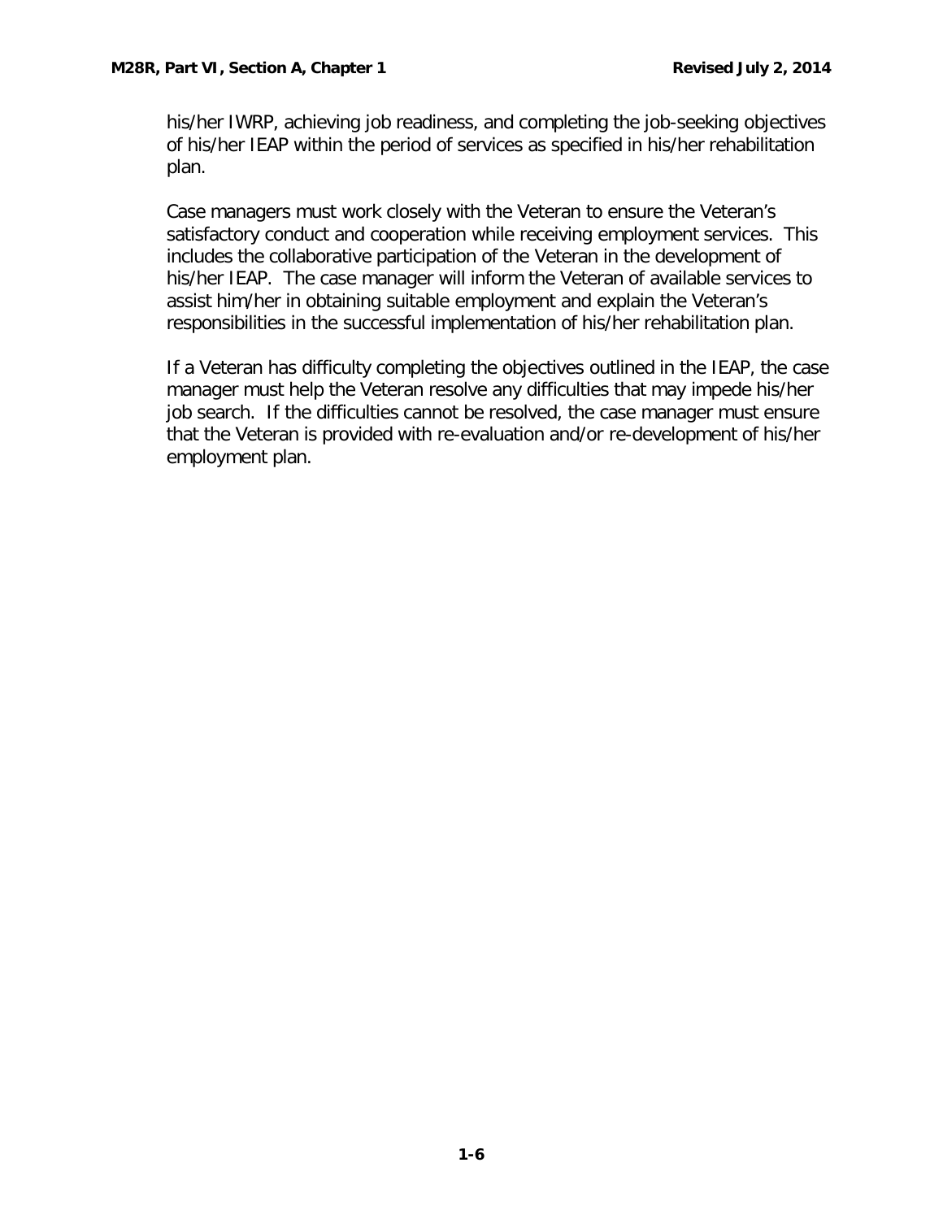his/her IWRP, achieving job readiness, and completing the job-seeking objectives of his/her IEAP within the period of services as specified in his/her rehabilitation plan.

Case managers must work closely with the Veteran to ensure the Veteran's satisfactory conduct and cooperation while receiving employment services. This includes the collaborative participation of the Veteran in the development of his/her IEAP. The case manager will inform the Veteran of available services to assist him/her in obtaining suitable employment and explain the Veteran's responsibilities in the successful implementation of his/her rehabilitation plan.

If a Veteran has difficulty completing the objectives outlined in the IEAP, the case manager must help the Veteran resolve any difficulties that may impede his/her job search. If the difficulties cannot be resolved, the case manager must ensure that the Veteran is provided with re-evaluation and/or re-development of his/her employment plan.